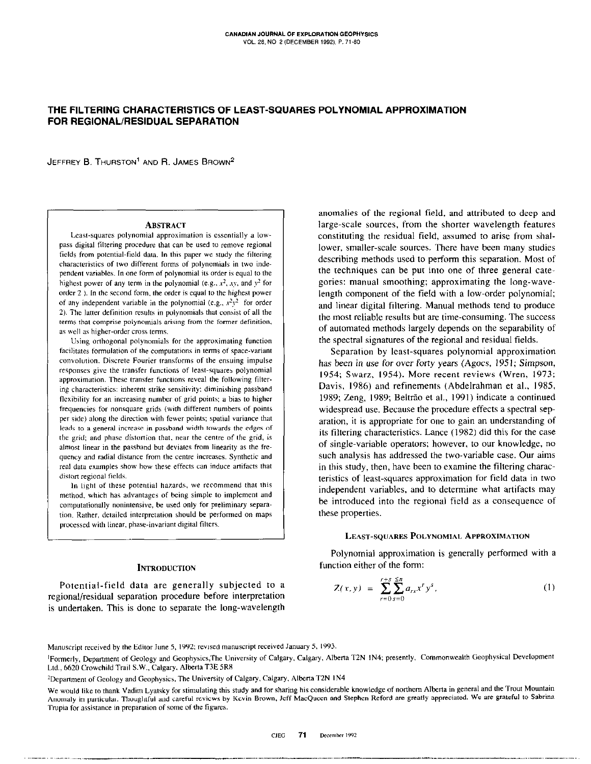# THE FILTERING CHARACTERISTICS OF LEAST-SQUARES POLYNOMIAL APPROXIMATION FOR REGIONAL/RESIDUAL SEPARATION

JEFFREY B. THURSTON[1] AND R. JAMES BROWN[2]

## ABSTRACT

Least-squares polynomial approximation is essentially a low-pass digital filtering procedure that can be used to remove regional fields from potential-field data. In this paper we study the filtering characteristics of two different forms of polynomials in two independent variables. In one form of polynomial its order is equal to the highest power of any term in the polynomial (e.g., $x^2$, $xy$, and $y^2$ for order 2 ). In the second form, the order is equal to the highest power of any independent variable in the polynomial (e.g., $x^2y^2$ for order 2). The latter definition results in polynomials that consist of all the terms that comprise polynomials arising from the former definition, as well as higher-order cross terms.

Using orthogonal polynomials for the approximating function facilitates formulation of the computations in terms of space-variant convolution. Discrete Fourier transforms of the ensuing impulse responses give the transfer functions of least-squares polynomial approximation. These transfer functions reveal the following filtering characteristics: inherent strike sensitivity; diminishing passband flexibility for an increasing number of grid points; a bias to higher frequencies for nonsquare grids (with different numbers of points per side) along the direction with fewer points; spatial variance that leads to a general increase in passband width towards the edges of the grid; and phase distortion that, near the centre of the grid, is almost linear in the passband but deviates from linearity as the frequency and radial distance from the centre increases. Synthetic and real data examples show how these effects can induce artifacts that distort regional fields.

In light of these potential hazards, we recommend that this method, which has advantages of being simple to implement and computationally nonintensive, be used only for preliminary separation. Rather, detailed interpretation should be performed on maps processed with linear, phase-invariant digital filters.

## INTRODUCTION

Potential-field data are generally subjected to a regional/residual separation procedure before interpretation is undertaken. This is done to separate the long-wavelength anomalies of the regional field, and attributed to deep and large-scale sources, from the shorter wavelength features constituting the residual field, assumed to arise from shallower, smaller-scale sources. There have been many studies describing methods used to perform this separation. Most of the techniques can be put into one of three general categories: manual smoothing; approximating the long-wavelength component of the field with a low-order polynomial; and linear digital filtering. Manual methods tend to produce the most reliable results but are time-consuming. The success of automated methods largely depends on the separability of the spectral signatures of the regional and residual fields.

Separation by least-squares polynomial approximation has been in use for over forty years (Agocs, 1951; Simpson, 1954; Swarz, 1954). More recent reviews (Wren, 1973; Davis, 1986) and refinements (Abdelrahman et al., 1985, 1989; Zeng, 1989; Beltrão et al., 1991) indicate a continued widespread use. Because the procedure effects a spectral separation, it is appropriate for one to gain an understanding of its filtering characteristics. Lance (1982) did this for the case of single-variable operators; however, to our knowledge, no such analysis has addressed the two-variable case. Our aims in this study, then, have been to examine the filtering characteristics of least-squares approximation for field data in two independent variables, and to determine what artifacts may be introduced into the regional field as a consequence of these properties.

### LEAST-SQUARES POLYNOMIAL APPROXIMATION

Polynomial approximation is generally performed with a function either of the form:

$$Z(x,y) = \sum_{r=0}^{r+s\,\leq n}\sum_{s=0} a_{rs}x^r y^s, \tag{1}$$

Manuscript received by the Editor June 5, 1992; revised manuscript received January 5, 1993.

[1]Formerly, Department of Geology and Geophysics, The University of Calgary, Calgary, Alberta T2N 1N4; presently, Commonwealth Geophysical Development Ltd., 6620 Crowchild Trail S.W., Calgary, Alberta T3E 5R8

[2]Department of Geology and Geophysics, The University of Calgary, Calgary, Alberta T2N 1N4

We would like to thank Vadim Lyatsky for stimulating this study and for sharing his considerable knowledge of northern Alberta in general and the Trout Mountain Anomaly in particular. Thoughtful and careful reviews by Kevin Brown, Jeff MacQueen and Stephen Reford are greatly appreciated. We are grateful to Sabrina Trupia for assistance in preparation of some of the figures.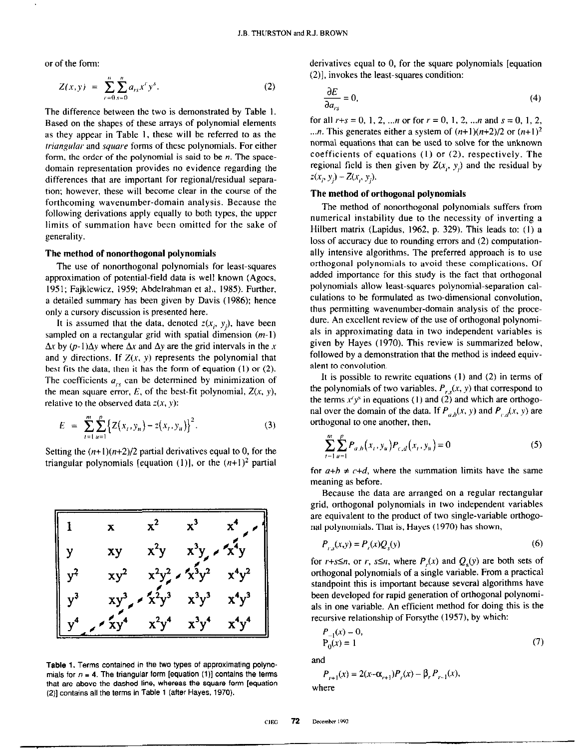or of the form:

$$Z(x,y) = \sum_{r=0}^{n}\sum_{s=0}^{n} a_{rs}x^r y^s. \tag{2}$$

The difference between the two is demonstrated by Table 1. Based on the shapes of these arrays of polynomial elements as they appear in Table 1, these will be referred to as the *triangular* and *square* forms of these polynomials. For either form, the order of the polynomial is said to be $n$. The space-domain representation provides no evidence regarding the differences that are important for regional/residual separation; however, these will become clear in the course of the forthcoming wavenumber-domain analysis. Because the following derivations apply equally to both types, the upper limits of summation have been omitted for the sake of generality.

### The method of nonorthogonal polynomials

The use of nonorthogonal polynomials for least-squares approximation of potential-field data is well known (Agocs, 1951; Fajklewicz, 1959; Abdelrahman et al., 1985). Further, a detailed summary has been given by Davis (1986); hence only a cursory discussion is presented here.

It is assumed that the data, denoted $z(x_i, y_j)$, have been sampled on a rectangular grid with spatial dimension $(m-1)\Delta x$ by $(p-1)\Delta y$ where $\Delta x$ and $\Delta y$ are the grid intervals in the $x$ and y directions. If $Z(x, y)$ represents the polynomial that best fits the data, then it has the form of equation (1) or (2). The coefficients $a_{rs}$ can be determined by minimization of the mean square error, $E$, of the best-fit polynomial, $Z(x, y)$, relative to the observed data $z(x, y)$:

$$E = \sum_{t=1}^{m}\sum_{u=1}^{p}\left\{Z(x_t,y_u) - z(x_t,y_u)\right\}^2. \tag{3}$$

Setting the $(n+1)(n+2)/2$ partial derivatives equal to 0, for the triangular polynomials [equation (1)], or the $(n+1)^2$ partial derivatives equal to 0, for the square polynomials [equation (2)], invokes the least-squares condition:

$$\frac{\partial E}{\partial a_{rs}} = 0, \tag{4}$$

for all $r+s = 0, 1, 2, ...n$ or for $r = 0, 1, 2, ...n$ and $s = 0, 1, 2, ...n$. This generates either a system of $(n+1)(n+2)/2$ or $(n+1)^2$ normal equations that can be used to solve for the unknown coefficients of equations (1) or (2), respectively. The regional field is then given by $Z(x_i, y_j)$ and the residual by $z(x_i, y_j) - Z(x_i, y_j)$.

| | | | | |
|---|---|---|---|---|
| $1$ | $x$ | $x^2$ | $x^3$ | $x^4$ |
| $y$ | $xy$ | $x^2y$ | $x^3y$ | $x^4y$ |
| $y^2$ | $xy^2$ | $x^2y^2$ | $x^3y^2$ | $x^4y^2$ |
| $y^3$ | $xy^3$ | $x^2y^3$ | $x^3y^3$ | $x^4y^3$ |
| $y^4$ | $xy^4$ | $x^2y^4$ | $x^3y^4$ | $x^4y^4$ |

**Table 1.** Terms contained in the two types of approximating polynomials for $n = 4$. The triangular form [equation (1)] contains the terms that are above the dashed line, whereas the square form [equation (2)] contains all the terms in Table 1 (after Hayes, 1970).

### The method of orthogonal polynomials

The method of nonorthogonal polynomials suffers from numerical instability due to the necessity of inverting a Hilbert matrix (Lapidus, 1962, p. 329). This leads to: (1) a loss of accuracy due to rounding errors and (2) computationally intensive algorithms. The preferred approach is to use orthogonal polynomials to avoid these complications. Of added importance for this study is the fact that orthogonal polynomials allow least-squares polynomial-separation calculations to be formulated as two-dimensional convolution, thus permitting wavenumber-domain analysis of the procedure. An excellent review of the use of orthogonal polynomials in approximating data in two independent variables is given by Hayes (1970). This review is summarized below, followed by a demonstration that the method is indeed equivalent to convolution.

It is possible to rewrite equations (1) and (2) in terms of the polynomials of two variables, $P_{r,s}(x, y)$ that correspond to the terms $x^r y^s$ in equations (1) and (2) and which are orthogonal over the domain of the data. If $P_{a,b}(x, y)$ and $P_{c,d}(x, y)$ are orthogonal to one another, then,

$$\sum_{t=1}^{m}\sum_{u=1}^{p} P_{a,b}(x_t,y_u)P_{c,d}(x_t,y_u) = 0 \tag{5}$$

for $a+b \neq c+d$, where the summation limits have the same meaning as before.

Because the data are arranged on a regular rectangular grid, orthogonal polynomials in two independent variables are equivalent to the product of two single-variable orthogonal polynomials. That is, Hayes (1970) has shown,

$$P_{r,s}(x,y) = P_r(x)Q_s(y) \tag{6}$$

for $r+s \le n$, or $r$, $s \le n$, where $P_r(x)$ and $Q_s(y)$ are both sets of orthogonal polynomials of a single variable. From a practical standpoint this is important because several algorithms have been developed for rapid generation of orthogonal polynomials in one variable. An efficient method for doing this is the recursive relationship of Forsythe (1957), by which:

$$P_{-1}(x) = 0,$$
$$P_0(x) = 1 \tag{7}$$

and

$$P_{r+1}(x) = 2(x - \alpha_{r+1})P_r(x) - \beta_r P_{r-1}(x),$$

where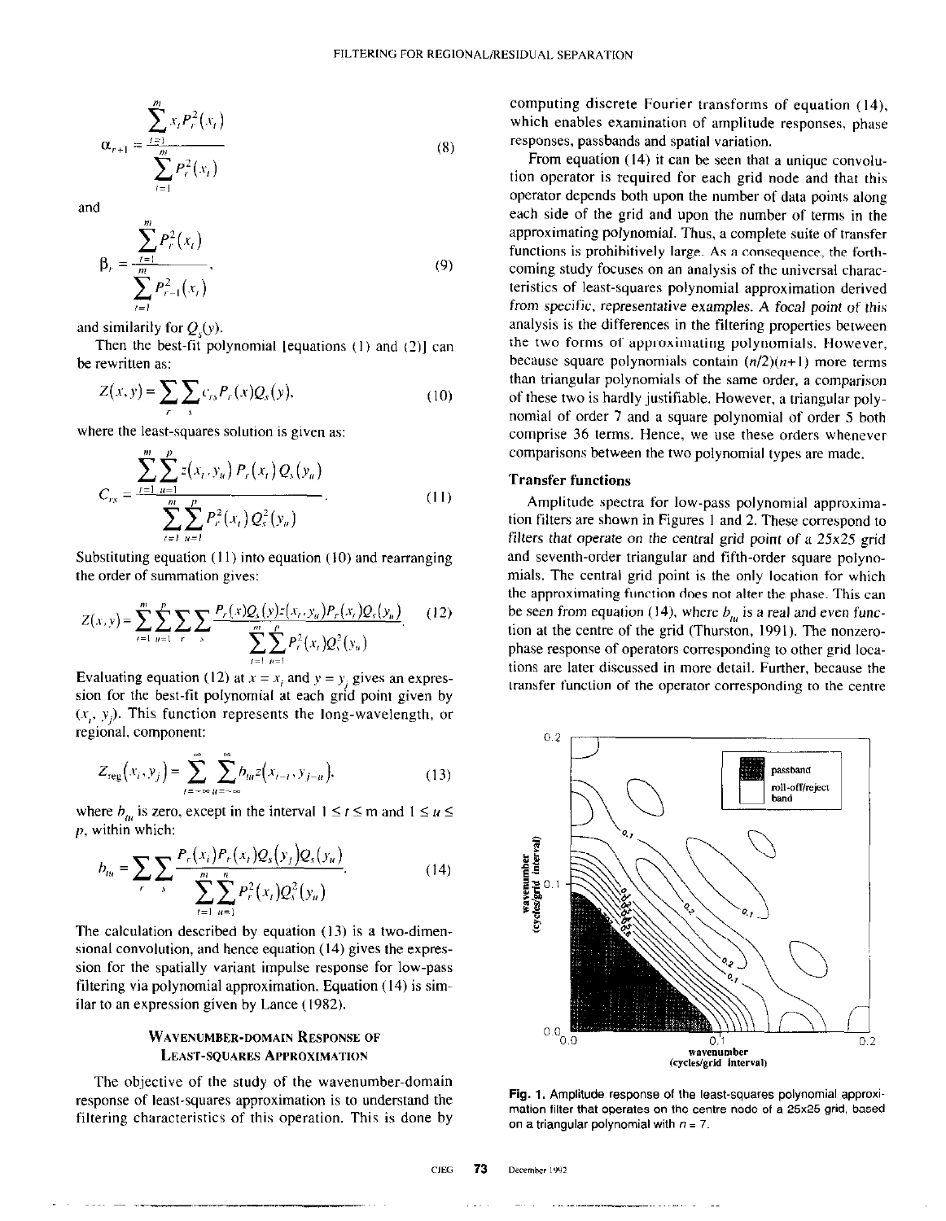$$\alpha_{r+1} = \frac{\sum_{t=1}^{m} x_t P_r^2(x_t)}{\sum_{t=1}^{m} P_r^2(x_t)} \tag{8}$$

and

$$\beta_r = \frac{\sum_{t=1}^{m} P_r^2(x_t)}{\sum_{t=1}^{m} P_{r-1}^2(x_t)}, \tag{9}$$

and similarily for $Q_s(y)$.

Then the best-fit polynomial [equations (1) and (2)] can be rewritten as:

$$Z(x,y) = \sum_r \sum_s c_{rs} P_r(x) Q_s(y), \tag{10}$$

where the least-squares solution is given as:

$$C_{rs} = \frac{\sum_{t=1}^{m} \sum_{u=1}^{p} z(x_t, y_u) P_r(x_t) Q_s(y_u)}{\sum_{t=1}^{m} \sum_{u=1}^{p} P_r^2(x_t) Q_s^2(y_u)}. \tag{11}$$

Substituting equation (11) into equation (10) and rearranging the order of summation gives:

$$Z(x,y) = \sum_{t=1}^{m} \sum_{u=1}^{p} \sum_r \sum_s \frac{P_r(x) Q_s(y) z(x_t, y_u) P_r(x_t) Q_s(y_u)}{\sum_{t=1}^{m} \sum_{u=1}^{p} P_r^2(x_t) Q_s^2(y_u)}. \tag{12}$$

Evaluating equation (12) at $x = x_i$ and $y = y_j$ gives an expression for the best-fit polynomial at each grid point given by $(x_i, y_j)$. This function represents the long-wavelength, or regional, component:

$$Z_{reg}(x_i, y_j) = \sum_{t=-\infty}^{\infty} \sum_{u=-\infty}^{\infty} b_{tu} z(x_{i-t}, y_{j-u}), \tag{13}$$

where $b_{tu}$ is zero, except in the interval $1 \le t \le m$ and $1 \le u \le p$, within which:

$$b_{tu} = \sum_r \sum_s \frac{P_r(x_i) P_r(x_t) Q_s(y_j) Q_s(y_u)}{\sum_{t=1}^{m} \sum_{u=1}^{n} P_r^2(x_t) Q_s^2(y_u)}. \tag{14}$$

The calculation described by equation (13) is a two-dimensional convolution, and hence equation (14) gives the expression for the spatially variant impulse response for low-pass filtering via polynomial approximation. Equation (14) is similar to an expression given by Lance (1982).

## Wavenumber-Domain Response of Least-Squares Approximation

The objective of the study of the wavenumber-domain response of least-squares approximation is to understand the filtering characteristics of this operation. This is done by computing discrete Fourier transforms of equation (14), which enables examination of amplitude responses, phase responses, passbands and spatial variation.

From equation (14) it can be seen that a unique convolution operator is required for each grid node and that this operator depends both upon the number of data points along each side of the grid and upon the number of terms in the approximating polynomial. Thus, a complete suite of transfer functions is prohibitively large. As a consequence, the forthcoming study focuses on an analysis of the universal characteristics of least-squares polynomial approximation derived from specific, representative examples. A focal point of this analysis is the differences in the filtering properties between the two forms of approximating polynomials. However, because square polynomials contain $(n/2)(n+1)$ more terms than triangular polynomials of the same order, a comparison of these two is hardly justifiable. However, a triangular polynomial of order 7 and a square polynomial of order 5 both comprise 36 terms. Hence, we use these orders whenever comparisons between the two polynomial types are made.

### Transfer functions

Amplitude spectra for low-pass polynomial approximation filters are shown in Figures 1 and 2. These correspond to filters that operate on the central grid point of a 25x25 grid and seventh-order triangular and fifth-order square polynomials. The central grid point is the only location for which the approximating function does not alter the phase. This can be seen from equation (14), where $b_{tu}$ is a real and even function at the centre of the grid (Thurston, 1991). The nonzero-phase response of operators corresponding to other grid locations are later discussed in more detail. Further, because the transfer function of the operator corresponding to the centre

**Fig. 1.** Amplitude response of the least-squares polynomial approximation filter that operates on the centre node of a 25x25 grid, based on a triangular polynomial with $n = 7$.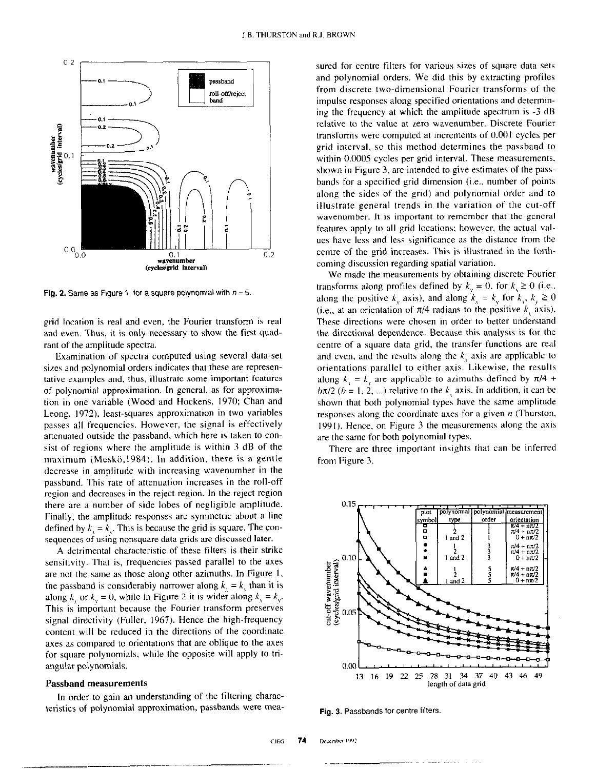Fig. 2. Same as Figure 1, for a square polynomial with $n = 5$.

grid location is real and even, the Fourier transform is real and even. Thus, it is only necessary to show the first quadrant of the amplitude spectra.

Examination of spectra computed using several data-set sizes and polynomial orders indicates that these are representative examples and, thus, illustrate some important features of polynomial approximation. In general, as for approximation in one variable (Wood and Hockens, 1970; Chan and Leong, 1972), least-squares approximation in two variables passes all frequencies. However, the signal is effectively attenuated outside the passband, which here is taken to consist of regions where the amplitude is within 3 dB of the maximum (Meskö, 1984). In addition, there is a gentle decrease in amplitude with increasing wavenumber in the passband. This rate of attenuation increases in the roll-off region and decreases in the reject region. In the reject region there are a number of side lobes of negligible amplitude. Finally, the amplitude responses are symmetric about a line defined by $k_x = k_y$. This is because the grid is square. The consequences of using nonsquare data grids are discussed later.

A detrimental characteristic of these filters is their strike sensitivity. That is, frequencies passed parallel to the axes are not the same as those along other azimuths. In Figure 1, the passband is considerably narrower along $k_x = k_y$ than it is along $k_x$ or $k_y = 0$, while in Figure 2 it is wider along $k_x = k_y$. This is important because the Fourier transform preserves signal directivity (Fuller, 1967). Hence the high-frequency content will be reduced in the directions of the coordinate axes as compared to orientations that are oblique to the axes for square polynomials, while the opposite will apply to triangular polynomials.

## Passband measurements

In order to gain an understanding of the filtering characteristics of polynomial approximation, passbands were measured for centre filters for various sizes of square data sets and polynomial orders. We did this by extracting profiles from discrete two-dimensional Fourier transforms of the impulse responses along specified orientations and determining the frequency at which the amplitude spectrum is -3 dB relative to the value at zero wavenumber. Discrete Fourier transforms were computed at increments of 0.001 cycles per grid interval, so this method determines the passband to within 0.0005 cycles per grid interval. These measurements, shown in Figure 3, are intended to give estimates of the passbands for a specified grid dimension (i.e., number of points along the sides of the grid) and polynomial order and to illustrate general trends in the variation of the cut-off wavenumber. It is important to remember that the general features apply to all grid locations; however, the actual values have less and less significance as the distance from the centre of the grid increases. This is illustrated in the forthcoming discussion regarding spatial variation.

We made the measurements by obtaining discrete Fourier transforms along profiles defined by $k_y = 0$, for $k_x \geq 0$ (i.e., along the positive $k_x$ axis), and along $k_x = k_y$ for $k_x, k_y \geq 0$ (i.e., at an orientation of $\pi/4$ radians to the positive $k_x$ axis). These directions were chosen in order to better understand the directional dependence. Because this analysis is for the centre of a square data grid, the transfer functions are real and even, and the results along the $k_x$ axis are applicable to orientations parallel to either axis. Likewise, the results along $k_x = k_y$ are applicable to azimuths defined by $\pi/4 + b\pi/2$ ($b = 1, 2, ...$) relative to the $k_x$ axis. In addition, it can be shown that both polynomial types have the same amplitude responses along the coordinate axes for a given $n$ (Thurston, 1991). Hence, on Figure 3 the measurements along the axis are the same for both polynomial types.

There are three important insights that can be inferred from Figure 3.

Fig. 3. Passbands for centre filters.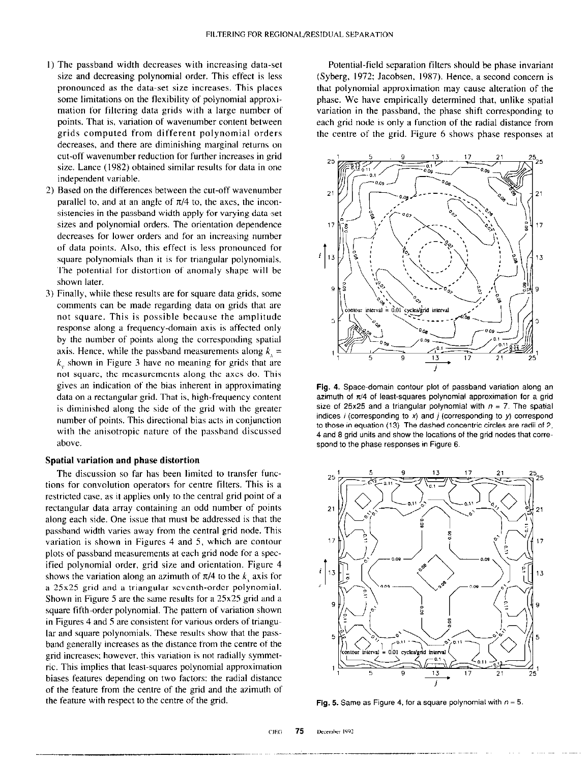1) The passband width decreases with increasing data-set size and decreasing polynomial order. This effect is less pronounced as the data-set size increases. This places some limitations on the flexibility of polynomial approximation for filtering data grids with a large number of points. That is, variation of wavenumber content between grids computed from different polynomial orders decreases, and there are diminishing marginal returns on cut-off wavenumber reduction for further increases in grid size. Lance (1982) obtained similar results for data in one independent variable.
2) Based on the differences between the cut-off wavenumber parallel to, and at an angle of $\pi/4$ to, the axes, the inconsistencies in the passband width apply for varying data set sizes and polynomial orders. The orientation dependence decreases for lower orders and for an increasing number of data points. Also, this effect is less pronounced for square polynomials than it is for triangular polynomials. The potential for distortion of anomaly shape will be shown later.
3) Finally, while these results are for square data grids, some comments can be made regarding data on grids that are not square. This is possible because the amplitude response along a frequency-domain axis is affected only by the number of points along the corresponding spatial axis. Hence, while the passband measurements along $k_x = k_y$ shown in Figure 3 have no meaning for grids that are not square, the measurements along the axes do. This gives an indication of the bias inherent in approximating data on a rectangular grid. That is, high-frequency content is diminished along the side of the grid with the greater number of points. This directional bias acts in conjunction with the anisotropic nature of the passband discussed above.

### Spatial variation and phase distortion

The discussion so far has been limited to transfer functions for convolution operators for centre filters. This is a restricted case, as it applies only to the central grid point of a rectangular data array containing an odd number of points along each side. One issue that must be addressed is that the passband width varies away from the central grid node. This variation is shown in Figures 4 and 5, which are contour plots of passband measurements at each grid node for a specified polynomial order, grid size and orientation. Figure 4 shows the variation along an azimuth of $\pi/4$ to the $k_x$ axis for a 25x25 grid and a triangular seventh-order polynomial. Shown in Figure 5 are the same results for a 25x25 grid and a square fifth-order polynomial. The pattern of variation shown in Figures 4 and 5 are consistent for various orders of triangular and square polynomials. These results show that the passband generally increases as the distance from the centre of the grid increases; however, this variation is not radially symmetric. This implies that least-squares polynomial approximation biases features depending on two factors: the radial distance of the feature from the centre of the grid and the azimuth of the feature with respect to the centre of the grid.

Potential-field separation filters should be phase invariant (Syberg, 1972; Jacobsen, 1987). Hence, a second concern is that polynomial approximation may cause alteration of the phase. We have empirically determined that, unlike spatial variation in the passband, the phase shift corresponding to each grid node is only a function of the radial distance from the centre of the grid. Figure 6 shows phase responses at

**Fig. 4.** Space-domain contour plot of passband variation along an azimuth of $\pi/4$ of least-squares polynomial approximation for a grid size of 25x25 and a triangular polynomial with $n = 7$. The spatial indices $i$ (corresponding to $x$) and $j$ (corresponding to $y$) correspond to those in equation (13). The dashed concentric circles are radii of 2, 4 and 8 grid units and show the locations of the grid nodes that correspond to the phase responses in Figure 6.

**Fig. 5.** Same as Figure 4, for a square polynomial with $n = 5$.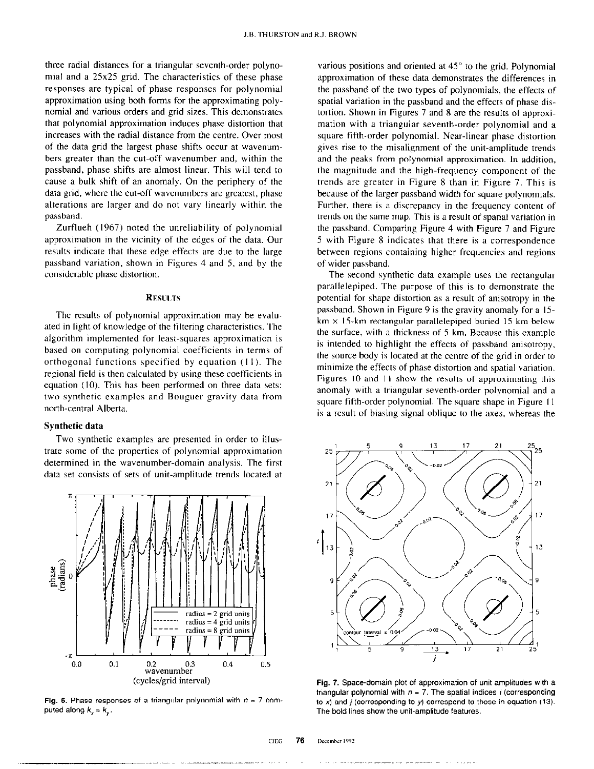three radial distances for a triangular seventh-order polynomial and a 25x25 grid. The characteristics of these phase responses are typical of phase responses for polynomial approximation using both forms for the approximating polynomial and various orders and grid sizes. This demonstrates that polynomial approximation induces phase distortion that increases with the radial distance from the centre. Over most of the data grid the largest phase shifts occur at wavenumbers greater than the cut-off wavenumber and, within the passband, phase shifts are almost linear. This will tend to cause a bulk shift of an anomaly. On the periphery of the data grid, where the cut-off wavenumbers are greatest, phase alterations are larger and do not vary linearly within the passband.

Zurflueh (1967) noted the unreliability of polynomial approximation in the vicinity of the edges of the data. Our results indicate that these edge effects are due to the large passband variation, shown in Figures 4 and 5, and by the considerable phase distortion.

## RESULTS

The results of polynomial approximation may be evaluated in light of knowledge of the filtering characteristics. The algorithm implemented for least-squares approximation is based on computing polynomial coefficients in terms of orthogonal functions specified by equation (11). The regional field is then calculated by using these coefficients in equation (10). This has been performed on three data sets: two synthetic examples and Bouguer gravity data from north-central Alberta.

### Synthetic data

Two synthetic examples are presented in order to illustrate some of the properties of polynomial approximation determined in the wavenumber-domain analysis. The first data set consists of sets of unit-amplitude trends located at various positions and oriented at 45° to the grid. Polynomial approximation of these data demonstrates the differences in the passband of the two types of polynomials, the effects of spatial variation in the passband and the effects of phase distortion. Shown in Figures 7 and 8 are the results of approximation with a triangular seventh-order polynomial and a square fifth-order polynomial. Near-linear phase distortion gives rise to the misalignment of the unit-amplitude trends and the peaks from polynomial approximation. In addition, the magnitude and the high-frequency component of the trends are greater in Figure 8 than in Figure 7. This is because of the larger passband width for square polynomials. Further, there is a discrepancy in the frequency content of trends on the same map. This is a result of spatial variation in the passband. Comparing Figure 4 with Figure 7 and Figure 5 with Figure 8 indicates that there is a correspondence between regions containing higher frequencies and regions of wider passband.

The second synthetic data example uses the rectangular parallelepiped. The purpose of this is to demonstrate the potential for shape distortion as a result of anisotropy in the passband. Shown in Figure 9 is the gravity anomaly for a 15-km × 15-km rectangular parallelepiped buried 15 km below the surface, with a thickness of 5 km. Because this example is intended to highlight the effects of passband anisotropy, the source body is located at the centre of the grid in order to minimize the effects of phase distortion and spatial variation. Figures 10 and 11 show the results of approximating this anomaly with a triangular seventh-order polynomial and a square fifth-order polynomial. The square shape in Figure 11 is a result of biasing signal oblique to the axes, whereas the

**Fig. 6.** Phase responses of a triangular polynomial with $n = 7$ computed along $k_x = k_y$.

**Fig. 7.** Space-domain plot of approximation of unit amplitudes with a triangular polynomial with $n = 7$. The spatial indices $i$ (corresponding to $x$) and $j$ (corresponding to $y$) correspond to those in equation (13). The bold lines show the unit-amplitude features.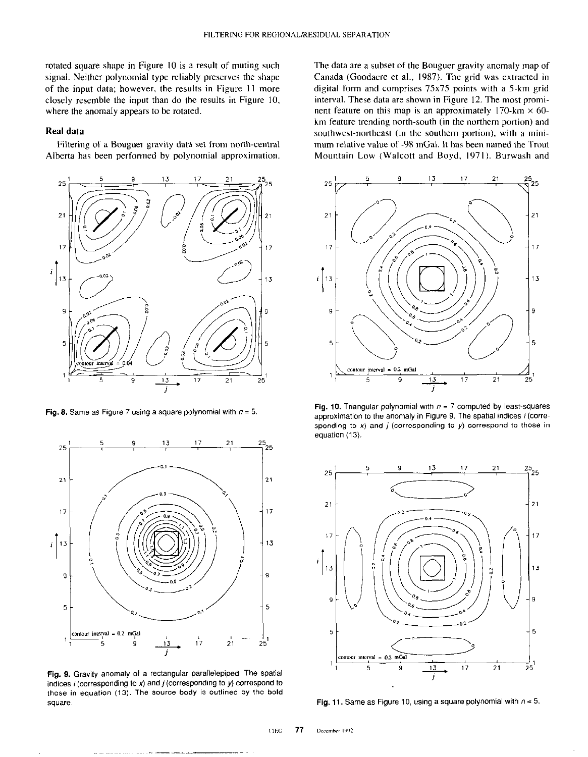rotated square shape in Figure 10 is a result of muting such signal. Neither polynomial type reliably preserves the shape of the input data; however, the results in Figure 11 more closely resemble the input than do the results in Figure 10, where the anomaly appears to be rotated.

## Real data

Filtering of a Bouguer gravity data set from north-central Alberta has been performed by polynomial approximation. The data are a subset of the Bouguer gravity anomaly map of Canada (Goodacre et al., 1987). The grid was extracted in digital form and comprises 75x75 points with a 5-km grid interval. These data are shown in Figure 12. The most prominent feature on this map is an approximately 170-km × 60-km feature trending north-south (in the northern portion) and southwest-northeast (in the southern portion), with a minimum relative value of -98 mGal. It has been named the Trout Mountain Low (Walcott and Boyd, 1971). Burwash and

**Fig. 8.** Same as Figure 7 using a square polynomial with $n$ = 5.

**Fig. 9.** Gravity anomaly of a rectangular parallelepiped. The spatial indices $i$ (corresponding to $x$) and $j$ (corresponding to $y$) correspond to those in equation (13). The source body is outlined by the bold square.

**Fig. 10.** Triangular polynomial with $n$ = 7 computed by least-squares approximation to the anomaly in Figure 9. The spatial indices $i$ (corresponding to $x$) and $j$ (corresponding to $y$) correspond to those in equation (13).

**Fig. 11.** Same as Figure 10, using a square polynomial with $n$ = 5.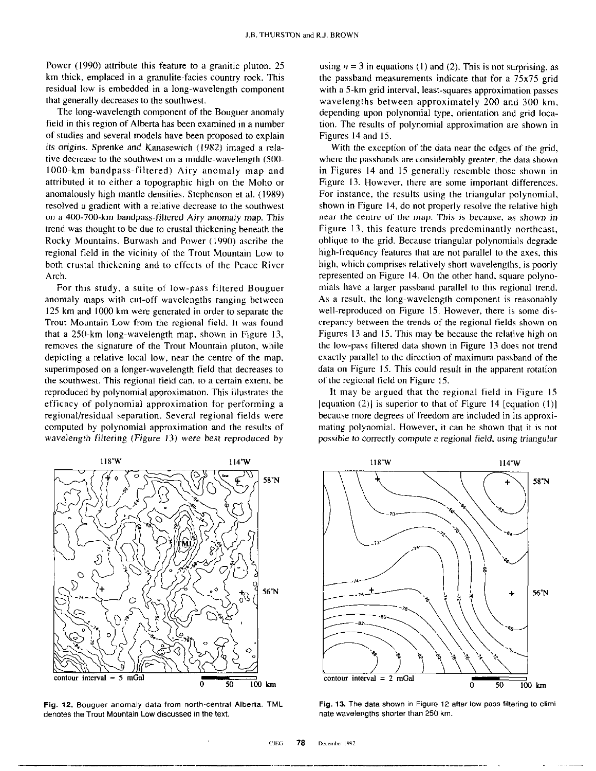Power (1990) attribute this feature to a granitic pluton, 25 km thick, emplaced in a granulite-facies country rock. This residual low is embedded in a long-wavelength component that generally decreases to the southwest.

The long-wavelength component of the Bouguer anomaly field in this region of Alberta has been examined in a number of studies and several models have been proposed to explain its origins. Sprenke and Kanasewich (1982) imaged a relative decrease to the southwest on a middle-wavelength (500-1000-km bandpass-filtered) Airy anomaly map and attributed it to either a topographic high on the Moho or anomalously high mantle densities. Stephenson et al. (1989) resolved a gradient with a relative decrease to the southwest on a 400-700-km bandpass-filtered Airy anomaly map. This trend was thought to be due to crustal thickening beneath the Rocky Mountains. Burwash and Power (1990) ascribe the regional field in the vicinity of the Trout Mountain Low to both crustal thickening and to effects of the Peace River Arch.

For this study, a suite of low-pass filtered Bouguer anomaly maps with cut-off wavelengths ranging between 125 km and 1000 km were generated in order to separate the Trout Mountain Low from the regional field. It was found that a 250-km long-wavelength map, shown in Figure 13, removes the signature of the Trout Mountain pluton, while depicting a relative local low, near the centre of the map, superimposed on a longer-wavelength field that decreases to the southwest. This regional field can, to a certain extent, be reproduced by polynomial approximation. This illustrates the efficacy of polynomial approximation for performing a regional/residual separation. Several regional fields were computed by polynomial approximation and the results of wavelength filtering (Figure 13) were best reproduced by using $n = 3$ in equations (1) and (2). This is not surprising, as the passband measurements indicate that for a 75x75 grid with a 5-km grid interval, least-squares approximation passes wavelengths between approximately 200 and 300 km, depending upon polynomial type, orientation and grid location. The results of polynomial approximation are shown in Figures 14 and 15.

With the exception of the data near the edges of the grid, where the passbands are considerably greater, the data shown in Figures 14 and 15 generally resemble those shown in Figure 13. However, there are some important differences. For instance, the results using the triangular polynomial, shown in Figure 14, do not properly resolve the relative high near the centre of the map. This is because, as shown in Figure 13, this feature trends predominantly northeast, oblique to the grid. Because triangular polynomials degrade high-frequency features that are not parallel to the axes, this high, which comprises relatively short wavelengths, is poorly represented on Figure 14. On the other hand, square polynomials have a larger passband parallel to this regional trend. As a result, the long-wavelength component is reasonably well-reproduced on Figure 15. However, there is some discrepancy between the trends of the regional fields shown on Figures 13 and 15. This may be because the relative high on the low-pass filtered data shown in Figure 13 does not trend exactly parallel to the direction of maximum passband of the data on Figure 15. This could result in the apparent rotation of the regional field on Figure 15.

It may be argued that the regional field in Figure 15 [equation (2)] is superior to that of Figure 14 [equation (1)] because more degrees of freedom are included in its approximating polynomial. However, it can be shown that it is not possible to correctly compute a regional field, using triangular

**Fig. 12.** Bouguer anomaly data from north-central Alberta. TML denotes the Trout Mountain Low discussed in the text.

**Fig. 13.** The data shown in Figure 12 after low pass filtering to eliminate wavelengths shorter than 250 km.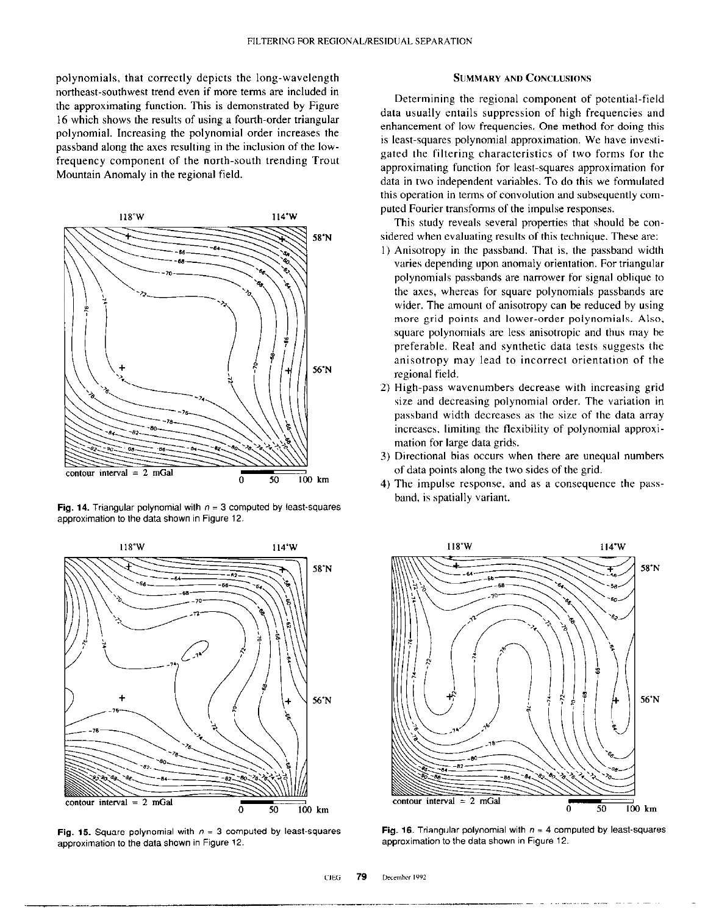polynomials, that correctly depicts the long-wavelength northeast-southwest trend even if more terms are included in the approximating function. This is demonstrated by Figure 16 which shows the results of using a fourth-order triangular polynomial. Increasing the polynomial order increases the passband along the axes resulting in the inclusion of the low-frequency component of the north-south trending Trout Mountain Anomaly in the regional field.

**Fig. 14.** Triangular polynomial with $n = 3$ computed by least-squares approximation to the data shown in Figure 12.

**Fig. 15.** Square polynomial with $n = 3$ computed by least-squares approximation to the data shown in Figure 12.

## Summary and Conclusions

Determining the regional component of potential-field data usually entails suppression of high frequencies and enhancement of low frequencies. One method for doing this is least-squares polynomial approximation. We have investigated the filtering characteristics of two forms for the approximating function for least-squares approximation for data in two independent variables. To do this we formulated this operation in terms of convolution and subsequently computed Fourier transforms of the impulse responses.

This study reveals several properties that should be considered when evaluating results of this technique. These are:

1) Anisotropy in the passband. That is, the passband width varies depending upon anomaly orientation. For triangular polynomials passbands are narrower for signal oblique to the axes, whereas for square polynomials passbands are wider. The amount of anisotropy can be reduced by using more grid points and lower-order polynomials. Also, square polynomials are less anisotropic and thus may be preferable. Real and synthetic data tests suggests the anisotropy may lead to incorrect orientation of the regional field.
2) High-pass wavenumbers decrease with increasing grid size and decreasing polynomial order. The variation in passband width decreases as the size of the data array increases, limiting the flexibility of polynomial approximation for large data grids.
3) Directional bias occurs when there are unequal numbers of data points along the two sides of the grid.
4) The impulse response, and as a consequence the passband, is spatially variant.

**Fig. 16.** Triangular polynomial with $n = 4$ computed by least-squares approximation to the data shown in Figure 12.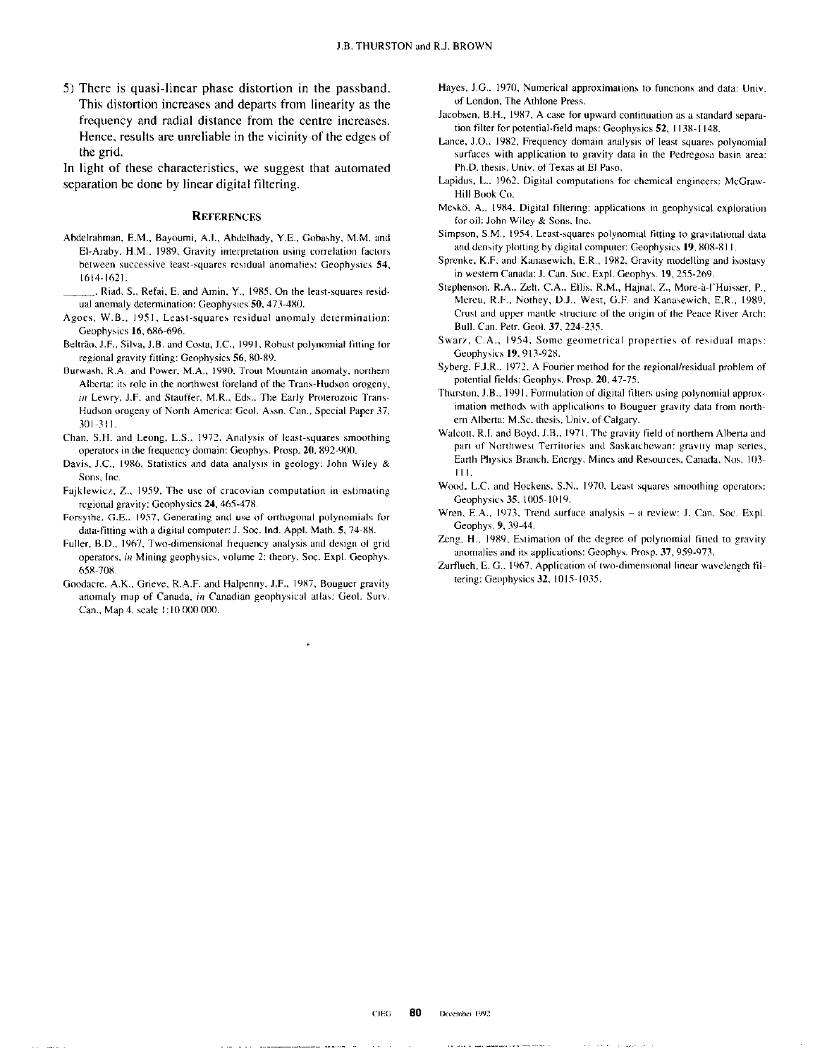5) There is quasi-linear phase distortion in the passband. This distortion increases and departs from linearity as the frequency and radial distance from the centre increases. Hence, results are unreliable in the vicinity of the edges of the grid.

In light of these characteristics, we suggest that automated separation be done by linear digital filtering.

## References

Abdelrahman, E.M., Bayoumi, A.I., Abdelhady, Y.E., Gobashy, M.M. and El-Araby, H.M., 1989, Gravity interpretation using correlation factors between successive least-squares residual anomalies: Geophysics **54**, 1614-1621.

\_\_\_\_\_, Riad, S., Refai, E. and Amin, Y., 1985, On the least-squares residual anomaly determination: Geophysics **50**, 473-480.

Agocs, W.B., 1951, Least-squares residual anomaly determination: Geophysics **16**, 686-696.

Beltrão, J.F., Silva, J.B. and Costa, J.C., 1991, Robust polynomial fitting for regional gravity fitting: Geophysics **56**, 80-89.

Burwash, R.A. and Power, M.A., 1990, Trout Mountain anomaly, northern Alberta: its role in the northwest foreland of the Trans-Hudson orogeny, *in* Lewry, J.F. and Stauffer, M.R., Eds., The Early Proterozoic Trans-Hudson orogeny of North America: Geol. Assn. Can., Special Paper 37, 301-311.

Chan, S.H. and Leong, L.S., 1972, Analysis of least-squares smoothing operators in the frequency domain: Geophys. Prosp. **20**, 892-900.

Davis, J.C., 1986, Statistics and data analysis in geology: John Wiley & Sons, Inc.

Fajklewicz, Z., 1959, The use of cracovian computation in estimating regional gravity: Geophysics **24**, 465-478.

Forsythe, G.E., 1957, Generating and use of orthogonal polynomials for data-fitting with a digital computer: J. Soc. Ind. Appl. Math. **5**, 74-88.

Fuller, B.D., 1967, Two-dimensional frequency analysis and design of grid operators, *in* Mining geophysics, volume 2: theory, Soc. Expl. Geophys. 658-708.

Goodacre, A.K., Grieve, R.A.F. and Halpenny, J.F., 1987, Bouguer gravity anomaly map of Canada, *in* Canadian geophysical atlas: Geol. Surv. Can., Map 4, scale 1:10 000 000.

Hayes, J.G., 1970, Numerical approximations to functions and data: Univ. of London, The Athlone Press.

Jacobsen, B.H., 1987, A case for upward continuation as a standard separation filter for potential-field maps: Geophysics **52**, 1138-1148.

Lance, J.O., 1982, Frequency domain analysis of least squares polynomial surfaces with application to gravity data in the Pedregosa basin area: Ph.D. thesis, Univ. of Texas at El Paso.

Lapidus, L., 1962, Digital computations for chemical engineers: McGraw-Hill Book Co.

Meskö, A., 1984, Digital filtering: applications in geophysical exploration for oil: John Wiley & Sons, Inc.

Simpson, S.M., 1954, Least-squares polynomial fitting to gravitational data and density plotting by digital computer: Geophysics **19**, 808-811.

Sprenke, K.F. and Kanasewich, E.R., 1982, Gravity modelling and isostasy in western Canada: J. Can. Soc. Expl. Geophys. **19**, 255-269.

Stephenson, R.A., Zelt, C.A., Ellis, R.M., Hajnal, Z., More-à-l'Huisser, P., Mereu, R.F., Nothey, D.J., West, G.F. and Kanasewich, E.R., 1989, Crust and upper mantle structure of the origin of the Peace River Arch: Bull. Can. Petr. Geol. **37**, 224-235.

Swarz, C.A., 1954, Some geometrical properties of residual maps: Geophysics **19**, 913-928.

Syberg, F.J.R., 1972, A Fourier method for the regional/residual problem of potential fields: Geophys. Prosp. **20**, 47-75.

Thurston, J.B., 1991, Formulation of digital filters using polynomial approximation methods with applications to Bouguer gravity data from northern Alberta: M.Sc. thesis, Univ. of Calgary.

Walcott, R.I. and Boyd, J.B., 1971, The gravity field of northern Alberta and part of Northwest Territories and Saskatchewan: gravity map series, Earth Physics Branch, Energy, Mines and Resources, Canada, Nos. 103-111.

Wood, L.C. and Hockens, S.N., 1970, Least squares smoothing operators: Geophysics **35**, 1005-1019.

Wren, E.A., 1973, Trend surface analysis – a review: J. Can. Soc. Expl. Geophys. **9**, 39-44.

Zeng, H., 1989, Estimation of the degree of polynomial fitted to gravity anomalies and its applications: Geophys. Prosp. **37**, 959-973.

Zurfluch, E. G., 1967, Application of two-dimensional linear wavelength filtering: Geophysics **32**, 1015-1035.